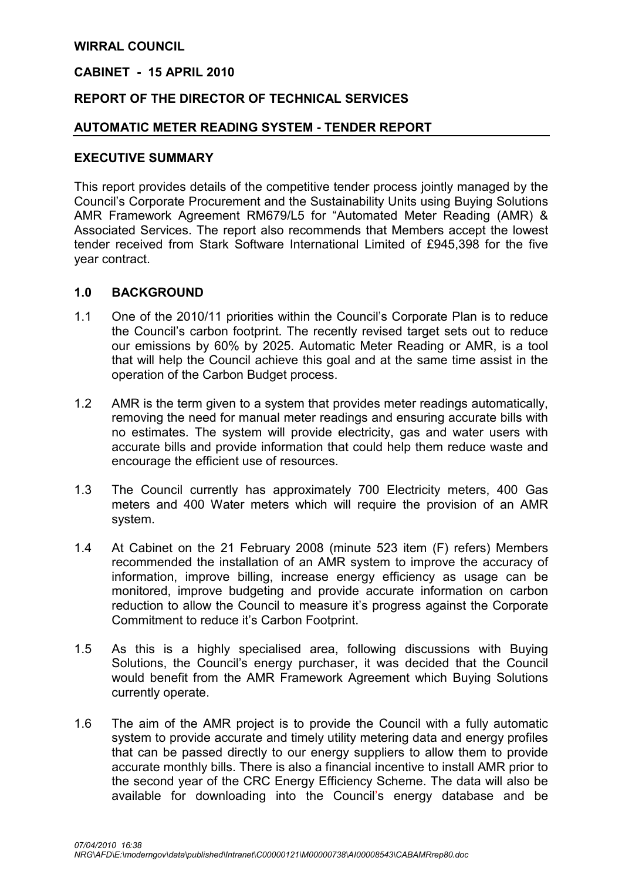**WIRRAL COUNCIL**

**CABINET - 15 APRIL 2010**

**REPORT OF THE DIRECTOR OF TECHNICAL SERVICES**

**AUTOMATIC METER READING SYSTEM - TENDER REPORT**

**EXECUTIVE SUMMARY**

This report provides details of the competitive tender process jointly managed by the Council's Corporate Procurement and the Sustainability Units using Buying Solutions AMR Framework Agreement RM679/L5 for "Automated Meter Reading (AMR) & Associated Services. The report also recommends that Members accept the lowest tender received from Stark Software International Limited of £945,398 for the five year contract.

## 1.0 BACKGROUND

1.1 One of the 2010/11 priorities within the Council's Corporate Plan is to reduce the Council's carbon footprint. The recently revised target sets out to reduce our emissions by 60% by 2025. Automatic Meter Reading or AMR, is a tool that will help the Council achieve this goal and at the same time assist in the operation of the Carbon Budget process.

1.2 AMR is the term given to a system that provides meter readings automatically, removing the need for manual meter readings and ensuring accurate bills with no estimates. The system will provide electricity, gas and water users with accurate bills and provide information that could help them reduce waste and encourage the efficient use of resources.

1.3 The Council currently has approximately 700 Electricity meters, 400 Gas meters and 400 Water meters which will require the provision of an AMR system.

1.4 At Cabinet on the 21 February 2008 (minute 523 item (F) refers) Members recommended the installation of an AMR system to improve the accuracy of information, improve billing, increase energy efficiency as usage can be monitored, improve budgeting and provide accurate information on carbon reduction to allow the Council to measure it's progress against the Corporate Commitment to reduce it's Carbon Footprint.

1.5 As this is a highly specialised area, following discussions with Buying Solutions, the Council's energy purchaser, it was decided that the Council would benefit from the AMR Framework Agreement which Buying Solutions currently operate.

1.6 The aim of the AMR project is to provide the Council with a fully automatic system to provide accurate and timely utility metering data and energy profiles that can be passed directly to our energy suppliers to allow them to provide accurate monthly bills. There is also a financial incentive to install AMR prior to the second year of the CRC Energy Efficiency Scheme. The data will also be available for downloading into the Council's energy database and be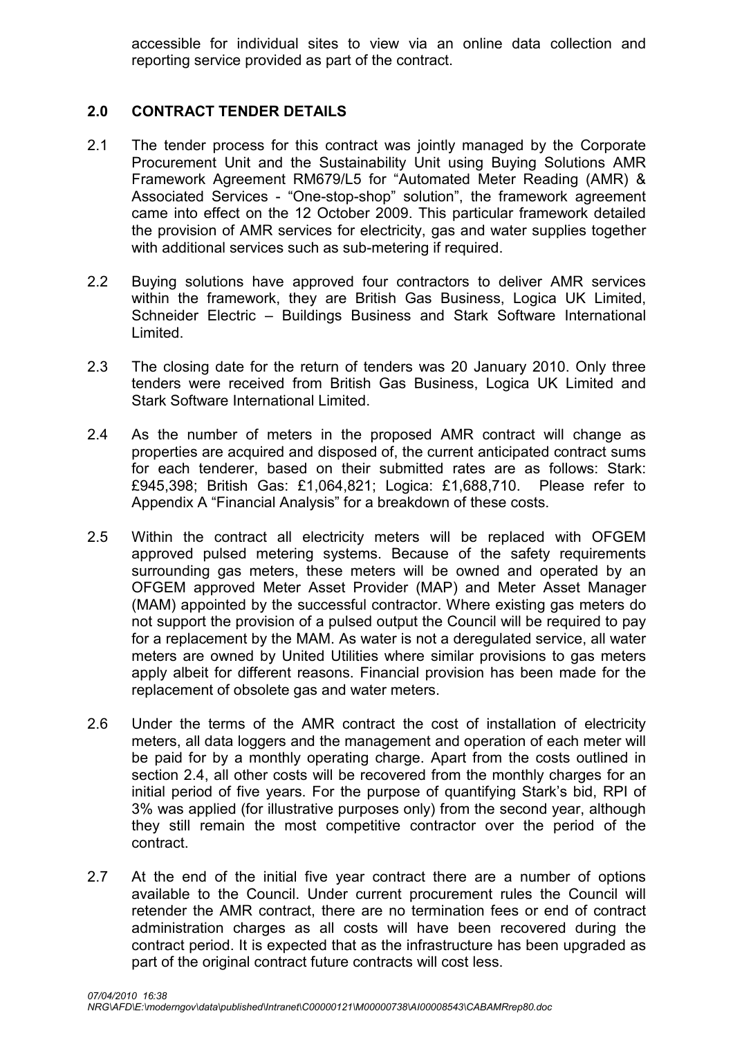accessible for individual sites to view via an online data collection and reporting service provided as part of the contract.

## 2.0 CONTRACT TENDER DETAILS

2.1 The tender process for this contract was jointly managed by the Corporate Procurement Unit and the Sustainability Unit using Buying Solutions AMR Framework Agreement RM679/L5 for "Automated Meter Reading (AMR) & Associated Services - "One-stop-shop" solution", the framework agreement came into effect on the 12 October 2009. This particular framework detailed the provision of AMR services for electricity, gas and water supplies together with additional services such as sub-metering if required.

2.2 Buying solutions have approved four contractors to deliver AMR services within the framework, they are British Gas Business, Logica UK Limited, Schneider Electric – Buildings Business and Stark Software International Limited.

2.3 The closing date for the return of tenders was 20 January 2010. Only three tenders were received from British Gas Business, Logica UK Limited and Stark Software International Limited.

2.4 As the number of meters in the proposed AMR contract will change as properties are acquired and disposed of, the current anticipated contract sums for each tenderer, based on their submitted rates are as follows: Stark: £945,398; British Gas: £1,064,821; Logica: £1,688,710. Please refer to Appendix A "Financial Analysis" for a breakdown of these costs.

2.5 Within the contract all electricity meters will be replaced with OFGEM approved pulsed metering systems. Because of the safety requirements surrounding gas meters, these meters will be owned and operated by an OFGEM approved Meter Asset Provider (MAP) and Meter Asset Manager (MAM) appointed by the successful contractor. Where existing gas meters do not support the provision of a pulsed output the Council will be required to pay for a replacement by the MAM. As water is not a deregulated service, all water meters are owned by United Utilities where similar provisions to gas meters apply albeit for different reasons. Financial provision has been made for the replacement of obsolete gas and water meters.

2.6 Under the terms of the AMR contract the cost of installation of electricity meters, all data loggers and the management and operation of each meter will be paid for by a monthly operating charge. Apart from the costs outlined in section 2.4, all other costs will be recovered from the monthly charges for an initial period of five years. For the purpose of quantifying Stark's bid, RPI of 3% was applied (for illustrative purposes only) from the second year, although they still remain the most competitive contractor over the period of the contract.

2.7 At the end of the initial five year contract there are a number of options available to the Council. Under current procurement rules the Council will retender the AMR contract, there are no termination fees or end of contract administration charges as all costs will have been recovered during the contract period. It is expected that as the infrastructure has been upgraded as part of the original contract future contracts will cost less.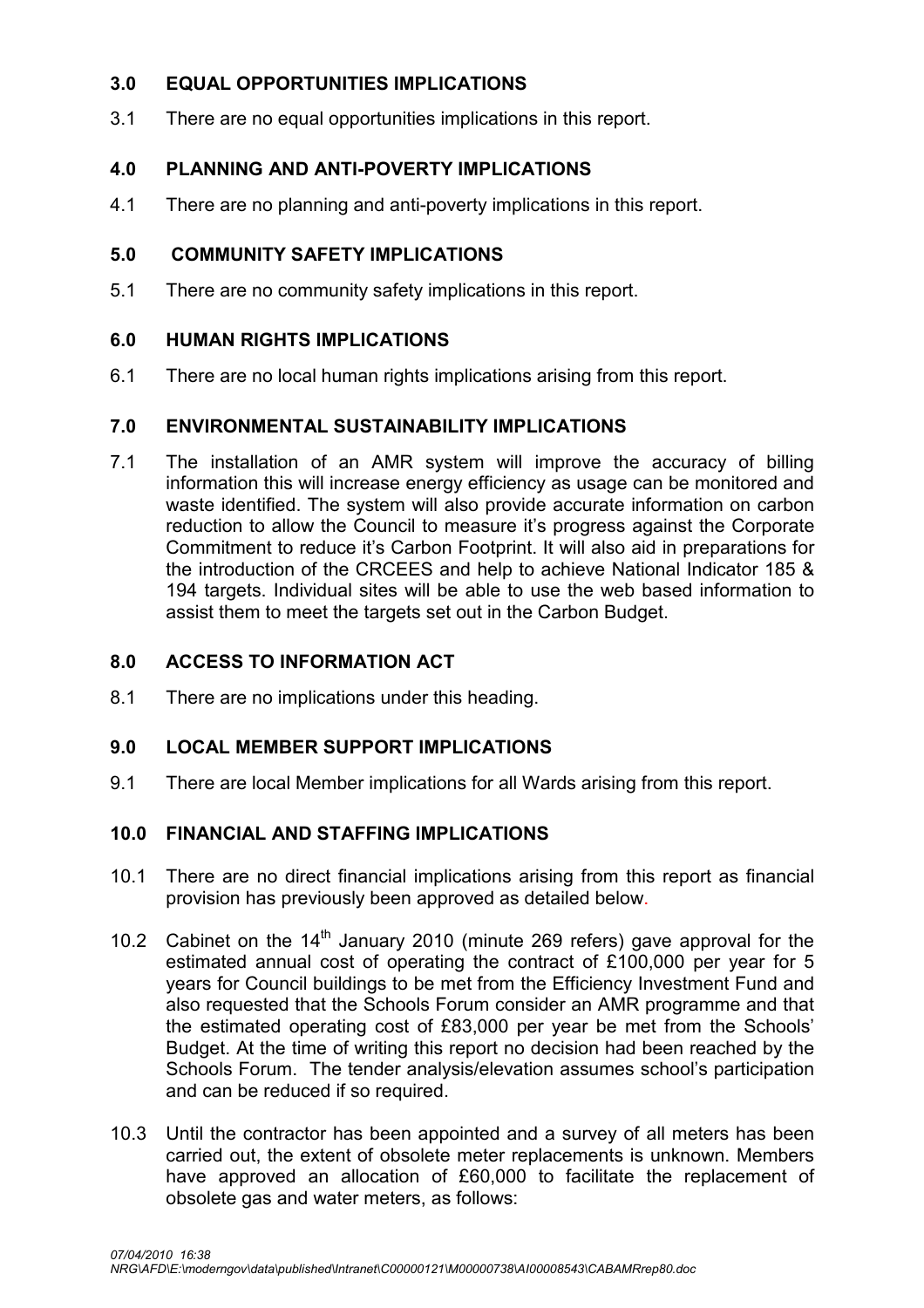## 3.0 EQUAL OPPORTUNITIES IMPLICATIONS

3.1 There are no equal opportunities implications in this report.

## 4.0 PLANNING AND ANTI-POVERTY IMPLICATIONS

4.1 There are no planning and anti-poverty implications in this report.

## 5.0 COMMUNITY SAFETY IMPLICATIONS

5.1 There are no community safety implications in this report.

## 6.0 HUMAN RIGHTS IMPLICATIONS

6.1 There are no local human rights implications arising from this report.

## 7.0 ENVIRONMENTAL SUSTAINABILITY IMPLICATIONS

7.1 The installation of an AMR system will improve the accuracy of billing information this will increase energy efficiency as usage can be monitored and waste identified. The system will also provide accurate information on carbon reduction to allow the Council to measure it's progress against the Corporate Commitment to reduce it's Carbon Footprint. It will also aid in preparations for the introduction of the CRCEES and help to achieve National Indicator 185 & 194 targets. Individual sites will be able to use the web based information to assist them to meet the targets set out in the Carbon Budget.

## 8.0 ACCESS TO INFORMATION ACT

8.1 There are no implications under this heading.

## 9.0 LOCAL MEMBER SUPPORT IMPLICATIONS

9.1 There are local Member implications for all Wards arising from this report.

## 10.0 FINANCIAL AND STAFFING IMPLICATIONS

10.1 There are no direct financial implications arising from this report as financial provision has previously been approved as detailed below.

10.2 Cabinet on the 14th January 2010 (minute 269 refers) gave approval for the estimated annual cost of operating the contract of £100,000 per year for 5 years for Council buildings to be met from the Efficiency Investment Fund and also requested that the Schools Forum consider an AMR programme and that the estimated operating cost of £83,000 per year be met from the Schools' Budget. At the time of writing this report no decision had been reached by the Schools Forum. The tender analysis/elevation assumes school's participation and can be reduced if so required.

10.3 Until the contractor has been appointed and a survey of all meters has been carried out, the extent of obsolete meter replacements is unknown. Members have approved an allocation of £60,000 to facilitate the replacement of obsolete gas and water meters, as follows: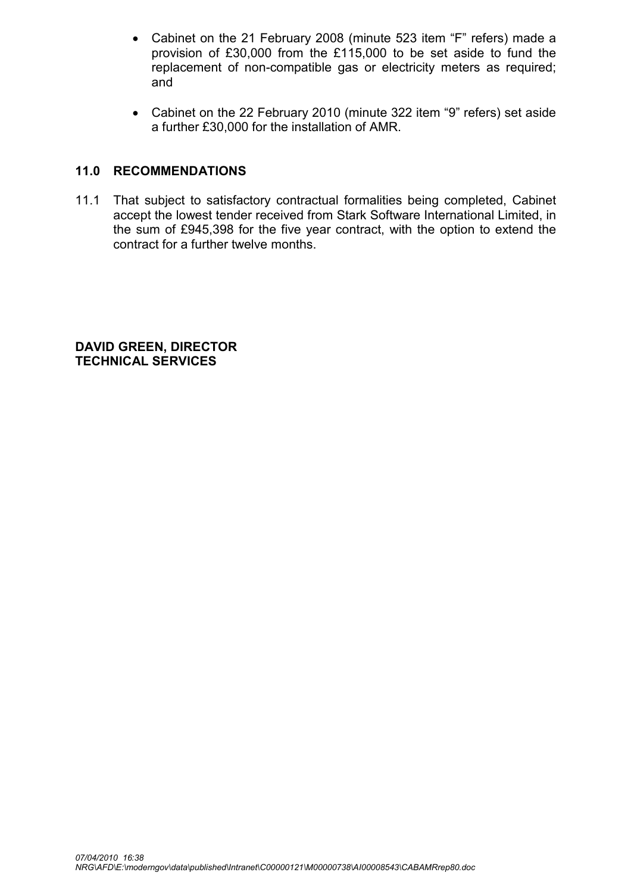- Cabinet on the 21 February 2008 (minute 523 item "F" refers) made a provision of £30,000 from the £115,000 to be set aside to fund the replacement of non-compatible gas or electricity meters as required; and

- Cabinet on the 22 February 2010 (minute 322 item "9" refers) set aside a further £30,000 for the installation of AMR.

## 11.0 RECOMMENDATIONS

11.1 That subject to satisfactory contractual formalities being completed, Cabinet accept the lowest tender received from Stark Software International Limited, in the sum of £945,398 for the five year contract, with the option to extend the contract for a further twelve months.

**DAVID GREEN, DIRECTOR**
**TECHNICAL SERVICES**

*07/04/2010 16:38*
*NRG\AFD\E:\moderngov\data\published\Intranet\C00000121\M00000738\AI00008543\CABAMRrep80.doc*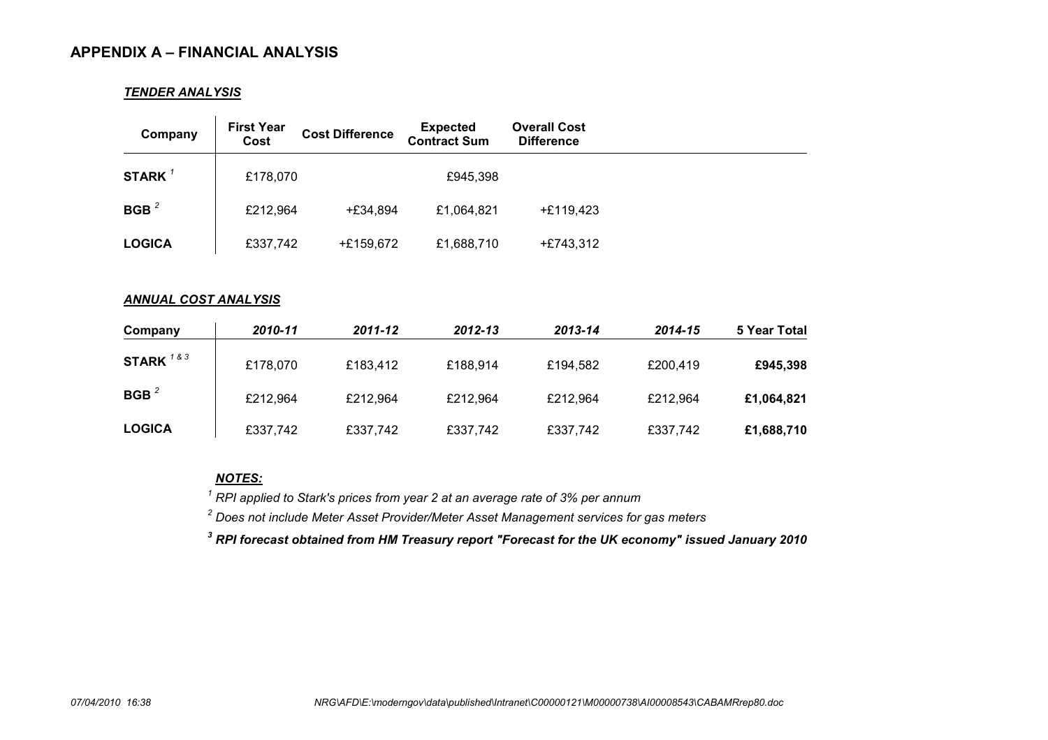## APPENDIX A – FINANCIAL ANALYSIS

### *TENDER ANALYSIS*

| Company | First Year Cost | Cost Difference | Expected Contract Sum | Overall Cost Difference |
|---|---|---|---|---|
| **STARK** [1] | £178,070 | | £945,398 | |
| **BGB** [2] | £212,964 | +£34,894 | £1,064,821 | +£119,423 |
| **LOGICA** | £337,742 | +£159,672 | £1,688,710 | +£743,312 |

### *ANNUAL COST ANALYSIS*

| Company | *2010-11* | *2011-12* | *2012-13* | *2013-14* | *2014-15* | 5 Year Total |
|---|---|---|---|---|---|---|
| **STARK** [1 & 3] | £178,070 | £183,412 | £188,914 | £194,582 | £200,419 | **£945,398** |
| **BGB** [2] | £212,964 | £212,964 | £212,964 | £212,964 | £212,964 | **£1,064,821** |
| **LOGICA** | £337,742 | £337,742 | £337,742 | £337,742 | £337,742 | **£1,688,710** |

***NOTES:***

[1] *RPI applied to Stark's prices from year 2 at an average rate of 3% per annum*

[2] *Does not include Meter Asset Provider/Meter Asset Management services for gas meters*

***[3] RPI forecast obtained from HM Treasury report "Forecast for the UK economy" issued January 2010***